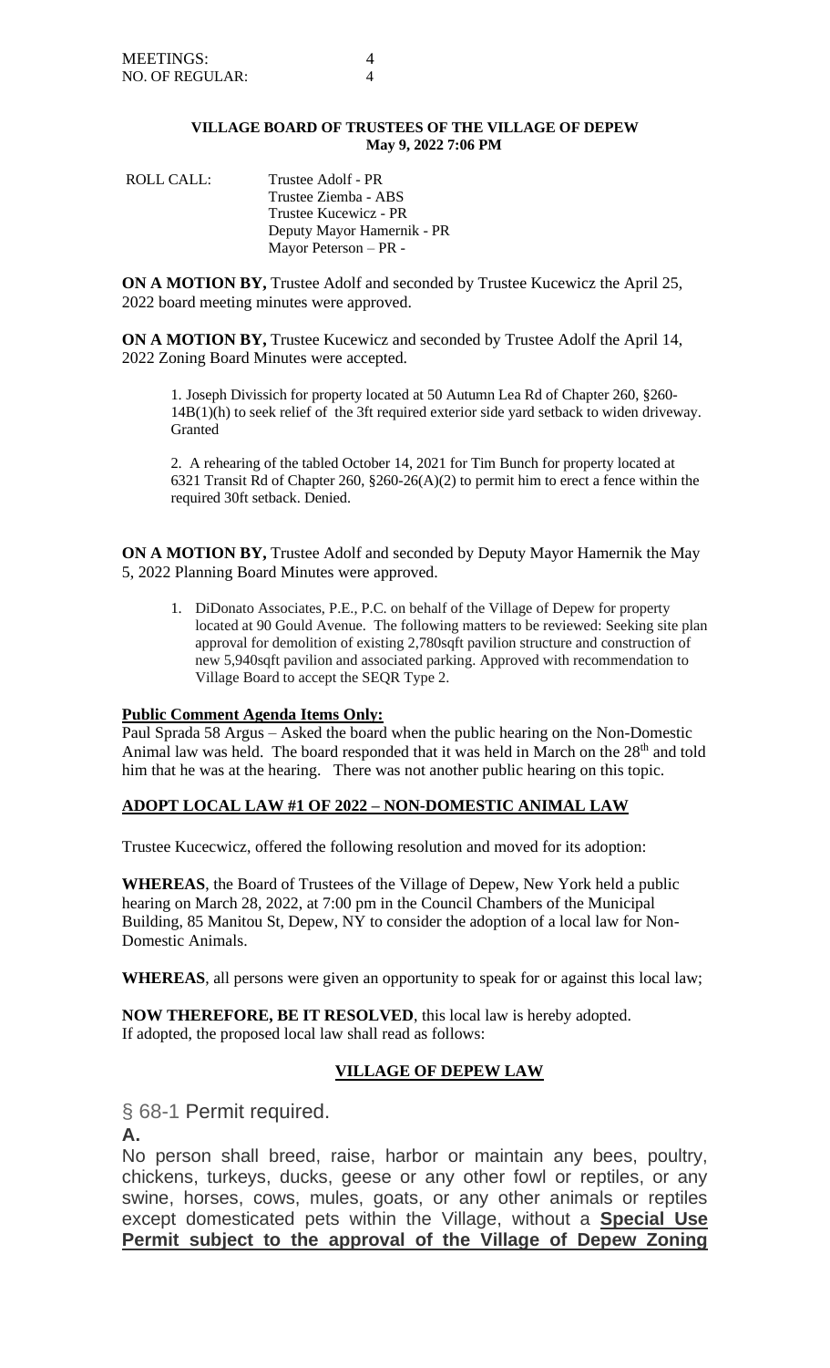MEETINGS: 4
NO. OF REGULAR: 4

**VILLAGE BOARD OF TRUSTEES OF THE VILLAGE OF DEPEW**
**May 9, 2022 7:06 PM**

ROLL CALL: Trustee Adolf - PR
Trustee Ziemba - ABS
Trustee Kucewicz - PR
Deputy Mayor Hamernik - PR
Mayor Peterson – PR -

**ON A MOTION BY,** Trustee Adolf and seconded by Trustee Kucewicz the April 25, 2022 board meeting minutes were approved.

**ON A MOTION BY,** Trustee Kucewicz and seconded by Trustee Adolf the April 14, 2022 Zoning Board Minutes were accepted.

1. Joseph Divissich for property located at 50 Autumn Lea Rd of Chapter 260, §260-14B(1)(h) to seek relief of the 3ft required exterior side yard setback to widen driveway. Granted

2. A rehearing of the tabled October 14, 2021 for Tim Bunch for property located at 6321 Transit Rd of Chapter 260, §260-26(A)(2) to permit him to erect a fence within the required 30ft setback. Denied.

**ON A MOTION BY,** Trustee Adolf and seconded by Deputy Mayor Hamernik the May 5, 2022 Planning Board Minutes were approved.

1. DiDonato Associates, P.E., P.C. on behalf of the Village of Depew for property located at 90 Gould Avenue. The following matters to be reviewed: Seeking site plan approval for demolition of existing 2,780sqft pavilion structure and construction of new 5,940sqft pavilion and associated parking. Approved with recommendation to Village Board to accept the SEQR Type 2.

**Public Comment Agenda Items Only:**

Paul Sprada 58 Argus – Asked the board when the public hearing on the Non-Domestic Animal law was held. The board responded that it was held in March on the 28th and told him that he was at the hearing. There was not another public hearing on this topic.

**ADOPT LOCAL LAW #1 OF 2022 – NON-DOMESTIC ANIMAL LAW**

Trustee Kucecwicz, offered the following resolution and moved for its adoption:

**WHEREAS**, the Board of Trustees of the Village of Depew, New York held a public hearing on March 28, 2022, at 7:00 pm in the Council Chambers of the Municipal Building, 85 Manitou St, Depew, NY to consider the adoption of a local law for Non-Domestic Animals.

**WHEREAS**, all persons were given an opportunity to speak for or against this local law;

**NOW THEREFORE, BE IT RESOLVED**, this local law is hereby adopted.
If adopted, the proposed local law shall read as follows:

**VILLAGE OF DEPEW LAW**

## § 68-1 Permit required.

**A.**

No person shall breed, raise, harbor or maintain any bees, poultry, chickens, turkeys, ducks, geese or any other fowl or reptiles, or any swine, horses, cows, mules, goats, or any other animals or reptiles except domesticated pets within the Village, without a **Special Use Permit subject to the approval of the Village of Depew Zoning**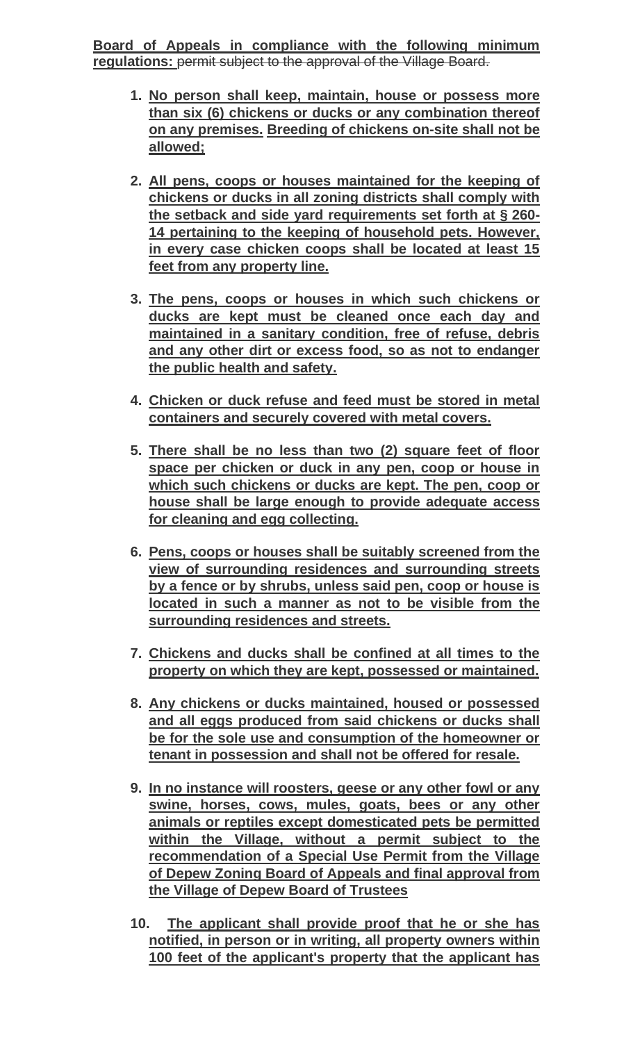**Board of Appeals in compliance with the following minimum regulations:** ~~permit subject to the approval of the Village Board.~~

1. **No person shall keep, maintain, house or possess more than six (6) chickens or ducks or any combination thereof on any premises. Breeding of chickens on-site shall not be allowed;**

2. **All pens, coops or houses maintained for the keeping of chickens or ducks in all zoning districts shall comply with the setback and side yard requirements set forth at § 260-14 pertaining to the keeping of household pets. However, in every case chicken coops shall be located at least 15 feet from any property line.**

3. **The pens, coops or houses in which such chickens or ducks are kept must be cleaned once each day and maintained in a sanitary condition, free of refuse, debris and any other dirt or excess food, so as not to endanger the public health and safety.**

4. **Chicken or duck refuse and feed must be stored in metal containers and securely covered with metal covers.**

5. **There shall be no less than two (2) square feet of floor space per chicken or duck in any pen, coop or house in which such chickens or ducks are kept. The pen, coop or house shall be large enough to provide adequate access for cleaning and egg collecting.**

6. **Pens, coops or houses shall be suitably screened from the view of surrounding residences and surrounding streets by a fence or by shrubs, unless said pen, coop or house is located in such a manner as not to be visible from the surrounding residences and streets.**

7. **Chickens and ducks shall be confined at all times to the property on which they are kept, possessed or maintained.**

8. **Any chickens or ducks maintained, housed or possessed and all eggs produced from said chickens or ducks shall be for the sole use and consumption of the homeowner or tenant in possession and shall not be offered for resale.**

9. **In no instance will roosters, geese or any other fowl or any swine, horses, cows, mules, goats, bees or any other animals or reptiles except domesticated pets be permitted within the Village, without a permit subject to the recommendation of a Special Use Permit from the Village of Depew Zoning Board of Appeals and final approval from the Village of Depew Board of Trustees**

10. **The applicant shall provide proof that he or she has notified, in person or in writing, all property owners within 100 feet of the applicant's property that the applicant has**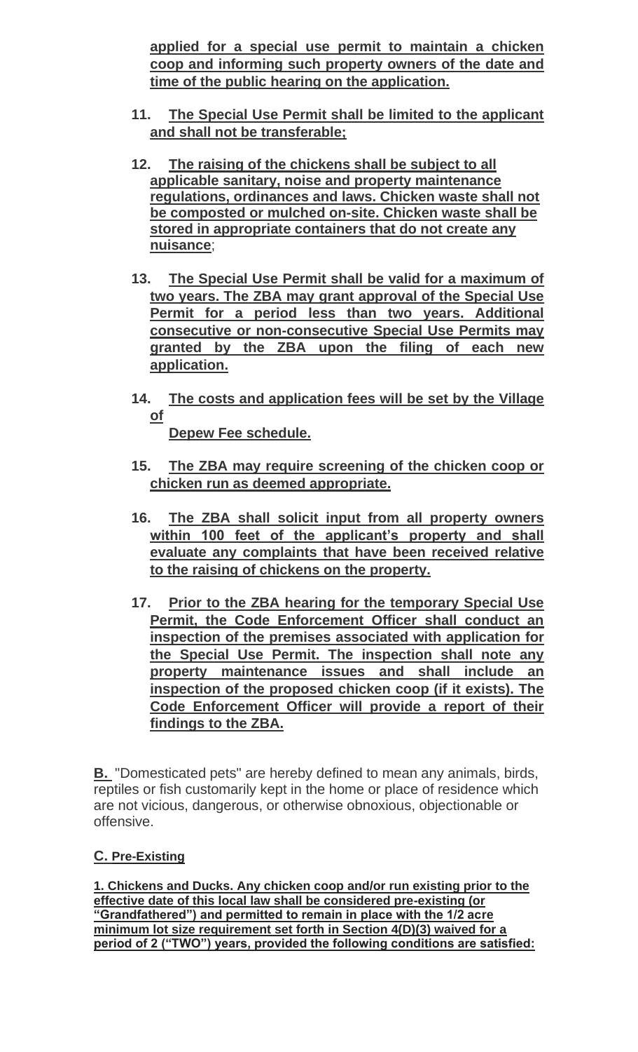**applied for a special use permit to maintain a chicken coop and informing such property owners of the date and time of the public hearing on the application.**

11. **The Special Use Permit shall be limited to the applicant and shall not be transferable;**

12. **The raising of the chickens shall be subject to all applicable sanitary, noise and property maintenance regulations, ordinances and laws. Chicken waste shall not be composted or mulched on-site. Chicken waste shall be stored in appropriate containers that do not create any nuisance**;

13. **The Special Use Permit shall be valid for a maximum of two years. The ZBA may grant approval of the Special Use Permit for a period less than two years. Additional consecutive or non-consecutive Special Use Permits may granted by the ZBA upon the filing of each new application.**

14. **The costs and application fees will be set by the Village of Depew Fee schedule.**

15. **The ZBA may require screening of the chicken coop or chicken run as deemed appropriate.**

16. **The ZBA shall solicit input from all property owners within 100 feet of the applicant's property and shall evaluate any complaints that have been received relative to the raising of chickens on the property.**

17. **Prior to the ZBA hearing for the temporary Special Use Permit, the Code Enforcement Officer shall conduct an inspection of the premises associated with application for the Special Use Permit. The inspection shall note any property maintenance issues and shall include an inspection of the proposed chicken coop (if it exists). The Code Enforcement Officer will provide a report of their findings to the ZBA.**

**B.** "Domesticated pets" are hereby defined to mean any animals, birds, reptiles or fish customarily kept in the home or place of residence which are not vicious, dangerous, or otherwise obnoxious, objectionable or offensive.

**C. Pre-Existing**

**1. Chickens and Ducks. Any chicken coop and/or run existing prior to the effective date of this local law shall be considered pre-existing (or "Grandfathered") and permitted to remain in place with the 1/2 acre minimum lot size requirement set forth in Section 4(D)(3) waived for a period of 2 ("TWO") years, provided the following conditions are satisfied:**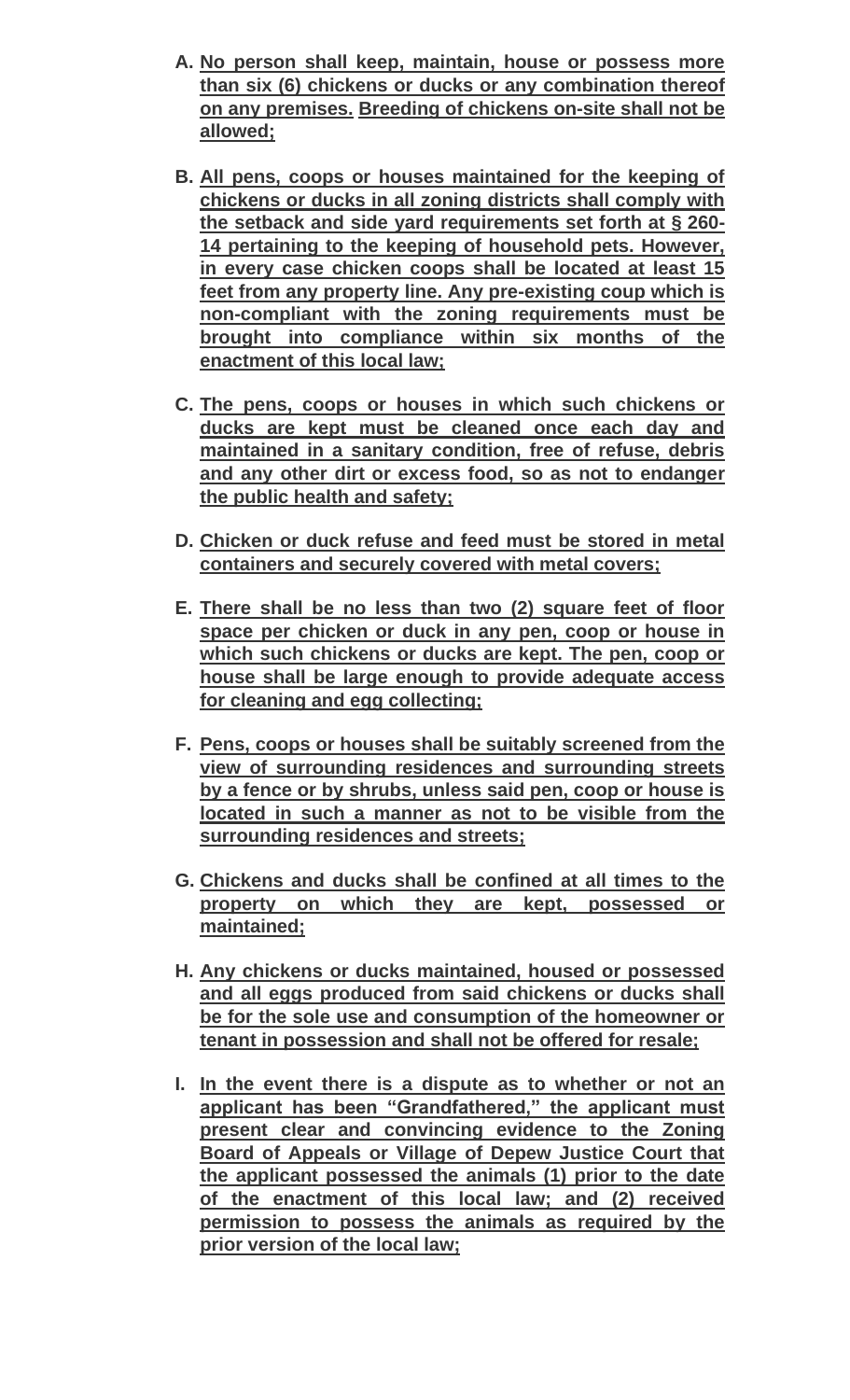A. **No person shall keep, maintain, house or possess more than six (6) chickens or ducks or any combination thereof on any premises. Breeding of chickens on-site shall not be allowed;**

B. **All pens, coops or houses maintained for the keeping of chickens or ducks in all zoning districts shall comply with the setback and side yard requirements set forth at § 260-14 pertaining to the keeping of household pets. However, in every case chicken coops shall be located at least 15 feet from any property line. Any pre-existing coup which is non-compliant with the zoning requirements must be brought into compliance within six months of the enactment of this local law;**

C. **The pens, coops or houses in which such chickens or ducks are kept must be cleaned once each day and maintained in a sanitary condition, free of refuse, debris and any other dirt or excess food, so as not to endanger the public health and safety;**

D. **Chicken or duck refuse and feed must be stored in metal containers and securely covered with metal covers;**

E. **There shall be no less than two (2) square feet of floor space per chicken or duck in any pen, coop or house in which such chickens or ducks are kept. The pen, coop or house shall be large enough to provide adequate access for cleaning and egg collecting;**

F. **Pens, coops or houses shall be suitably screened from the view of surrounding residences and surrounding streets by a fence or by shrubs, unless said pen, coop or house is located in such a manner as not to be visible from the surrounding residences and streets;**

G. **Chickens and ducks shall be confined at all times to the property on which they are kept, possessed or maintained;**

H. **Any chickens or ducks maintained, housed or possessed and all eggs produced from said chickens or ducks shall be for the sole use and consumption of the homeowner or tenant in possession and shall not be offered for resale;**

I. **In the event there is a dispute as to whether or not an applicant has been "Grandfathered," the applicant must present clear and convincing evidence to the Zoning Board of Appeals or Village of Depew Justice Court that the applicant possessed the animals (1) prior to the date of the enactment of this local law; and (2) received permission to possess the animals as required by the prior version of the local law;**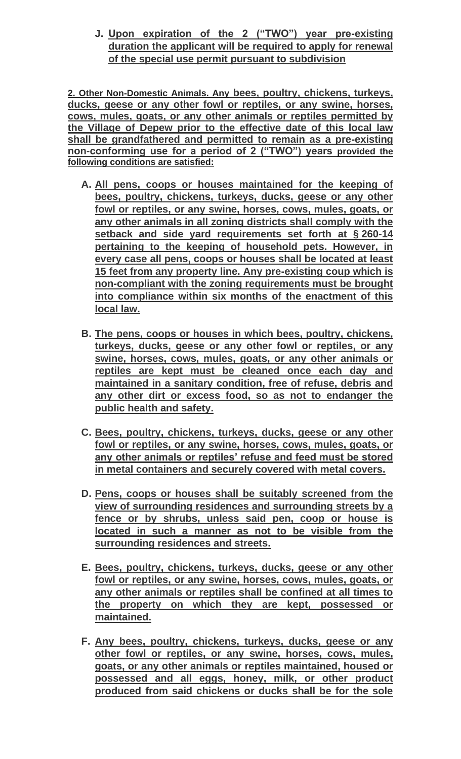J. **Upon expiration of the 2 (“TWO”) year pre-existing duration the applicant will be required to apply for renewal of the special use permit pursuant to subdivision**

**2. Other Non-Domestic Animals. Any bees, poultry, chickens, turkeys, ducks, geese or any other fowl or reptiles, or any swine, horses, cows, mules, goats, or any other animals or reptiles permitted by the Village of Depew prior to the effective date of this local law shall be grandfathered and permitted to remain as a pre-existing non-conforming use for a period of 2 (“TWO”) years provided the following conditions are satisfied:**

A. **All pens, coops or houses maintained for the keeping of bees, poultry, chickens, turkeys, ducks, geese or any other fowl or reptiles, or any swine, horses, cows, mules, goats, or any other animals in all zoning districts shall comply with the setback and side yard requirements set forth at § 260-14 pertaining to the keeping of household pets. However, in every case all pens, coops or houses shall be located at least 15 feet from any property line. Any pre-existing coup which is non-compliant with the zoning requirements must be brought into compliance within six months of the enactment of this local law.**

B. **The pens, coops or houses in which bees, poultry, chickens, turkeys, ducks, geese or any other fowl or reptiles, or any swine, horses, cows, mules, goats, or any other animals or reptiles are kept must be cleaned once each day and maintained in a sanitary condition, free of refuse, debris and any other dirt or excess food, so as not to endanger the public health and safety.**

C. **Bees, poultry, chickens, turkeys, ducks, geese or any other fowl or reptiles, or any swine, horses, cows, mules, goats, or any other animals or reptiles’ refuse and feed must be stored in metal containers and securely covered with metal covers.**

D. **Pens, coops or houses shall be suitably screened from the view of surrounding residences and surrounding streets by a fence or by shrubs, unless said pen, coop or house is located in such a manner as not to be visible from the surrounding residences and streets.**

E. **Bees, poultry, chickens, turkeys, ducks, geese or any other fowl or reptiles, or any swine, horses, cows, mules, goats, or any other animals or reptiles shall be confined at all times to the property on which they are kept, possessed or maintained.**

F. **Any bees, poultry, chickens, turkeys, ducks, geese or any other fowl or reptiles, or any swine, horses, cows, mules, goats, or any other animals or reptiles maintained, housed or possessed and all eggs, honey, milk, or other product produced from said chickens or ducks shall be for the sole**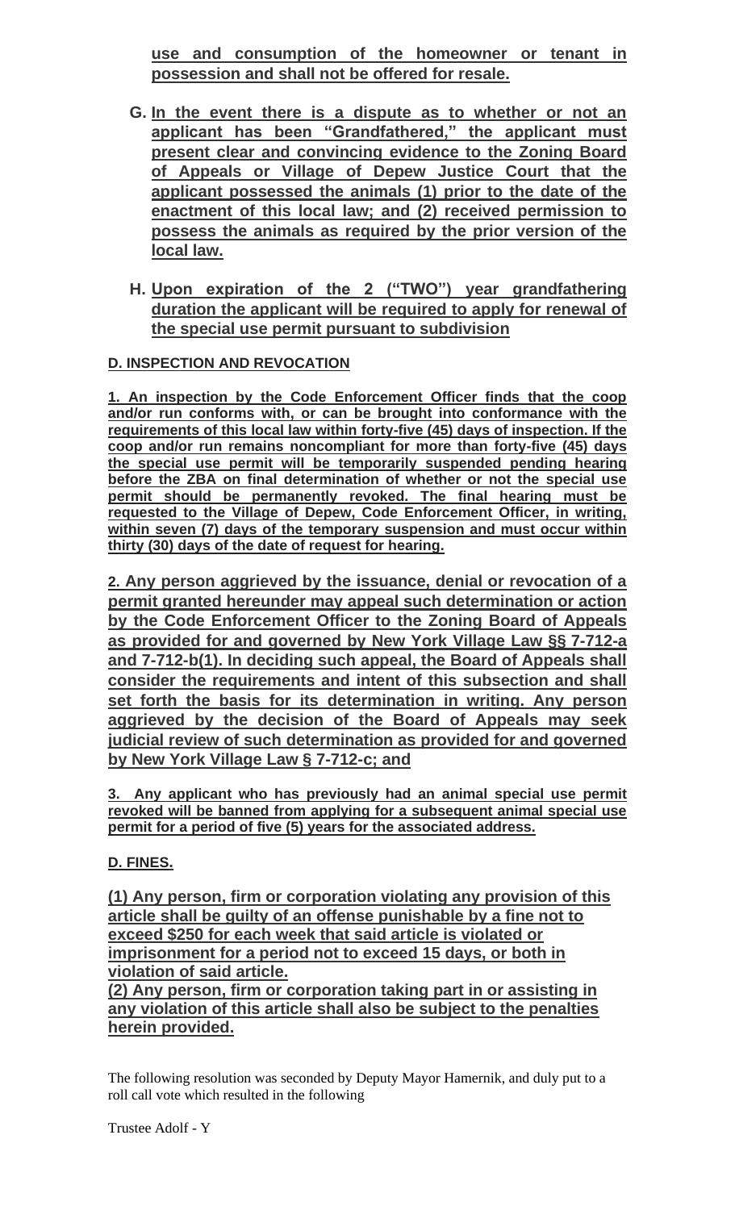**use and consumption of the homeowner or tenant in possession and shall not be offered for resale.**

G. **In the event there is a dispute as to whether or not an applicant has been "Grandfathered," the applicant must present clear and convincing evidence to the Zoning Board of Appeals or Village of Depew Justice Court that the applicant possessed the animals (1) prior to the date of the enactment of this local law; and (2) received permission to possess the animals as required by the prior version of the local law.**

H. **Upon expiration of the 2 ("TWO") year grandfathering duration the applicant will be required to apply for renewal of the special use permit pursuant to subdivision**

**D. INSPECTION AND REVOCATION**

**1. An inspection by the Code Enforcement Officer finds that the coop and/or run conforms with, or can be brought into conformance with the requirements of this local law within forty-five (45) days of inspection. If the coop and/or run remains noncompliant for more than forty-five (45) days the special use permit will be temporarily suspended pending hearing before the ZBA on final determination of whether or not the special use permit should be permanently revoked. The final hearing must be requested to the Village of Depew, Code Enforcement Officer, in writing, within seven (7) days of the temporary suspension and must occur within thirty (30) days of the date of request for hearing.**

**2. Any person aggrieved by the issuance, denial or revocation of a permit granted hereunder may appeal such determination or action by the Code Enforcement Officer to the Zoning Board of Appeals as provided for and governed by New York Village Law §§ 7-712-a and 7-712-b(1). In deciding such appeal, the Board of Appeals shall consider the requirements and intent of this subsection and shall set forth the basis for its determination in writing. Any person aggrieved by the decision of the Board of Appeals may seek judicial review of such determination as provided for and governed by New York Village Law § 7-712-c; and**

**3. Any applicant who has previously had an animal special use permit revoked will be banned from applying for a subsequent animal special use permit for a period of five (5) years for the associated address.**

**D. FINES.**

**(1) Any person, firm or corporation violating any provision of this article shall be guilty of an offense punishable by a fine not to exceed $250 for each week that said article is violated or imprisonment for a period not to exceed 15 days, or both in violation of said article.**
**(2) Any person, firm or corporation taking part in or assisting in any violation of this article shall also be subject to the penalties herein provided.**

The following resolution was seconded by Deputy Mayor Hamernik, and duly put to a roll call vote which resulted in the following

Trustee Adolf - Y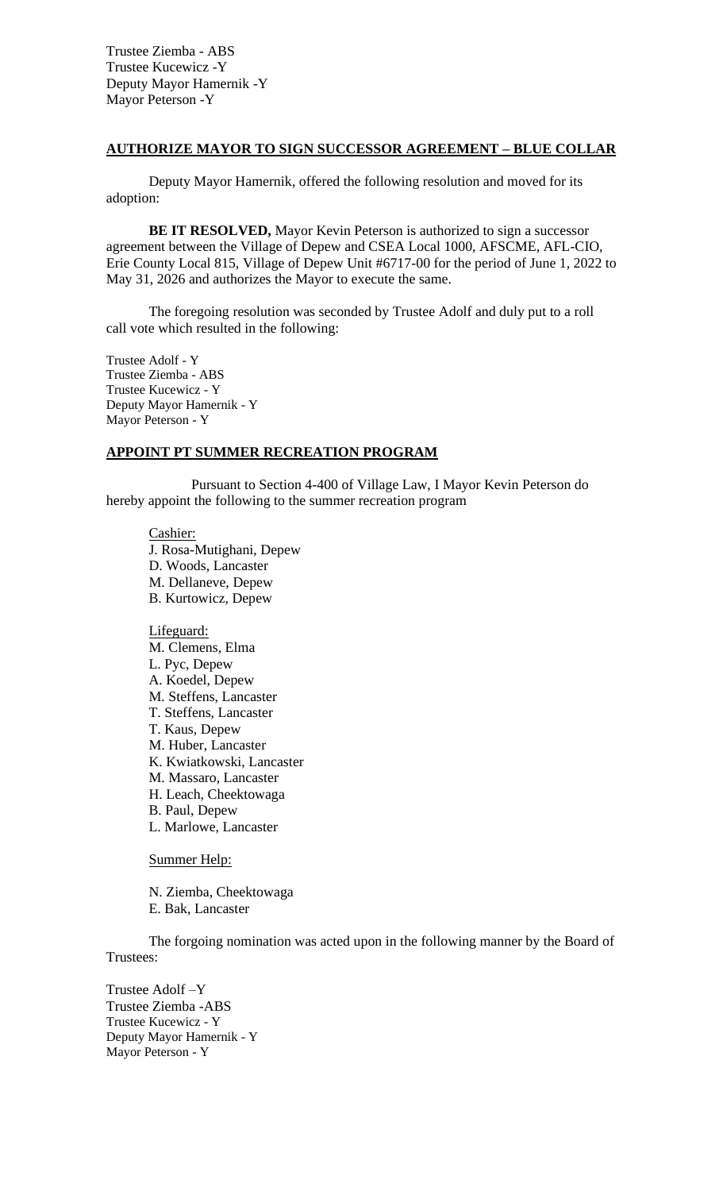Trustee Ziemba - ABS
Trustee Kucewicz -Y
Deputy Mayor Hamernik -Y
Mayor Peterson -Y

**AUTHORIZE MAYOR TO SIGN SUCCESSOR AGREEMENT – BLUE COLLAR**

Deputy Mayor Hamernik, offered the following resolution and moved for its adoption:

**BE IT RESOLVED,** Mayor Kevin Peterson is authorized to sign a successor agreement between the Village of Depew and CSEA Local 1000, AFSCME, AFL-CIO, Erie County Local 815, Village of Depew Unit #6717-00 for the period of June 1, 2022 to May 31, 2026 and authorizes the Mayor to execute the same.

The foregoing resolution was seconded by Trustee Adolf and duly put to a roll call vote which resulted in the following:

Trustee Adolf - Y
Trustee Ziemba - ABS
Trustee Kucewicz - Y
Deputy Mayor Hamernik - Y
Mayor Peterson - Y

**APPOINT PT SUMMER RECREATION PROGRAM**

Pursuant to Section 4-400 of Village Law, I Mayor Kevin Peterson do hereby appoint the following to the summer recreation program

Cashier:
J. Rosa-Mutighani, Depew
D. Woods, Lancaster
M. Dellaneve, Depew
B. Kurtowicz, Depew

Lifeguard:
M. Clemens, Elma
L. Pyc, Depew
A. Koedel, Depew
M. Steffens, Lancaster
T. Steffens, Lancaster
T. Kaus, Depew
M. Huber, Lancaster
K. Kwiatkowski, Lancaster
M. Massaro, Lancaster
H. Leach, Cheektowaga
B. Paul, Depew
L. Marlowe, Lancaster

Summer Help:

N. Ziemba, Cheektowaga
E. Bak, Lancaster

The forgoing nomination was acted upon in the following manner by the Board of Trustees:

Trustee Adolf –Y
Trustee Ziemba -ABS
Trustee Kucewicz - Y
Deputy Mayor Hamernik - Y
Mayor Peterson - Y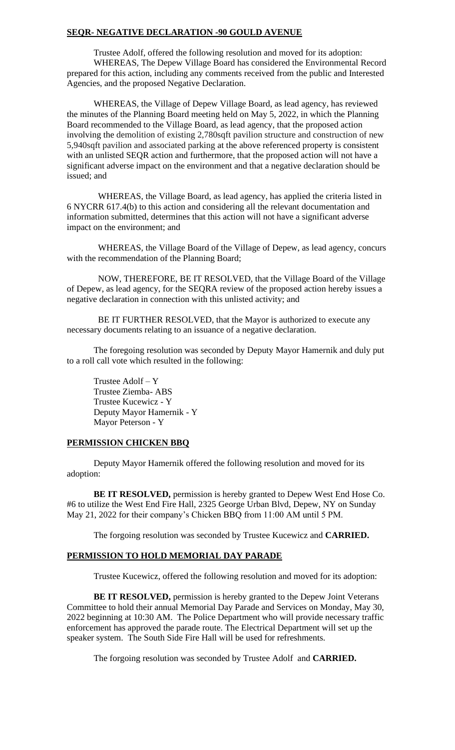**SEQR- NEGATIVE DECLARATION -90 GOULD AVENUE**

Trustee Adolf, offered the following resolution and moved for its adoption:

WHEREAS, The Depew Village Board has considered the Environmental Record prepared for this action, including any comments received from the public and Interested Agencies, and the proposed Negative Declaration.

WHEREAS, the Village of Depew Village Board, as lead agency, has reviewed the minutes of the Planning Board meeting held on May 5, 2022, in which the Planning Board recommended to the Village Board, as lead agency, that the proposed action involving the demolition of existing 2,780sqft pavilion structure and construction of new 5,940sqft pavilion and associated parking at the above referenced property is consistent with an unlisted SEQR action and furthermore, that the proposed action will not have a significant adverse impact on the environment and that a negative declaration should be issued; and

WHEREAS, the Village Board, as lead agency, has applied the criteria listed in 6 NYCRR 617.4(b) to this action and considering all the relevant documentation and information submitted, determines that this action will not have a significant adverse impact on the environment; and

WHEREAS, the Village Board of the Village of Depew, as lead agency, concurs with the recommendation of the Planning Board;

NOW, THEREFORE, BE IT RESOLVED, that the Village Board of the Village of Depew, as lead agency, for the SEQRA review of the proposed action hereby issues a negative declaration in connection with this unlisted activity; and

BE IT FURTHER RESOLVED, that the Mayor is authorized to execute any necessary documents relating to an issuance of a negative declaration.

The foregoing resolution was seconded by Deputy Mayor Hamernik and duly put to a roll call vote which resulted in the following:

Trustee Adolf – Y
Trustee Ziemba- ABS
Trustee Kucewicz - Y
Deputy Mayor Hamernik - Y
Mayor Peterson - Y

**PERMISSION CHICKEN BBQ**

Deputy Mayor Hamernik offered the following resolution and moved for its adoption:

**BE IT RESOLVED,** permission is hereby granted to Depew West End Hose Co. #6 to utilize the West End Fire Hall, 2325 George Urban Blvd, Depew, NY on Sunday May 21, 2022 for their company's Chicken BBQ from 11:00 AM until 5 PM.

The forgoing resolution was seconded by Trustee Kucewicz and **CARRIED.**

**PERMISSION TO HOLD MEMORIAL DAY PARADE**

Trustee Kucewicz, offered the following resolution and moved for its adoption:

**BE IT RESOLVED,** permission is hereby granted to the Depew Joint Veterans Committee to hold their annual Memorial Day Parade and Services on Monday, May 30, 2022 beginning at 10:30 AM. The Police Department who will provide necessary traffic enforcement has approved the parade route. The Electrical Department will set up the speaker system. The South Side Fire Hall will be used for refreshments.

The forgoing resolution was seconded by Trustee Adolf and **CARRIED.**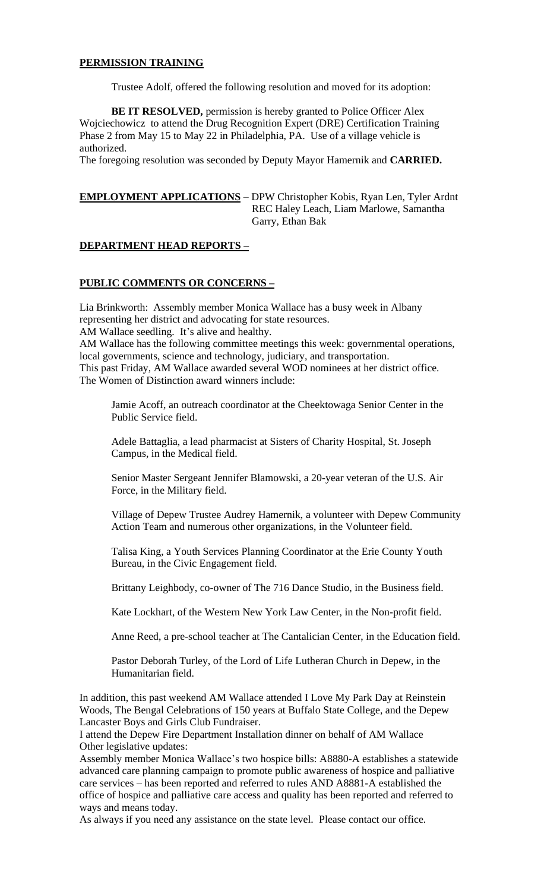## PERMISSION TRAINING

Trustee Adolf, offered the following resolution and moved for its adoption:

**BE IT RESOLVED,** permission is hereby granted to Police Officer Alex Wojciechowicz to attend the Drug Recognition Expert (DRE) Certification Training Phase 2 from May 15 to May 22 in Philadelphia, PA. Use of a village vehicle is authorized.

The foregoing resolution was seconded by Deputy Mayor Hamernik and **CARRIED.**

**EMPLOYMENT APPLICATIONS** – DPW Christopher Kobis, Ryan Len, Tyler Ardnt
REC Haley Leach, Liam Marlowe, Samantha Garry, Ethan Bak

## DEPARTMENT HEAD REPORTS –

## PUBLIC COMMENTS OR CONCERNS –

Lia Brinkworth: Assembly member Monica Wallace has a busy week in Albany representing her district and advocating for state resources.

AM Wallace seedling. It's alive and healthy.

AM Wallace has the following committee meetings this week: governmental operations, local governments, science and technology, judiciary, and transportation.

This past Friday, AM Wallace awarded several WOD nominees at her district office.

The Women of Distinction award winners include:

Jamie Acoff, an outreach coordinator at the Cheektowaga Senior Center in the Public Service field.

Adele Battaglia, a lead pharmacist at Sisters of Charity Hospital, St. Joseph Campus, in the Medical field.

Senior Master Sergeant Jennifer Blamowski, a 20-year veteran of the U.S. Air Force, in the Military field.

Village of Depew Trustee Audrey Hamernik, a volunteer with Depew Community Action Team and numerous other organizations, in the Volunteer field.

Talisa King, a Youth Services Planning Coordinator at the Erie County Youth Bureau, in the Civic Engagement field.

Brittany Leighbody, co-owner of The 716 Dance Studio, in the Business field.

Kate Lockhart, of the Western New York Law Center, in the Non-profit field.

Anne Reed, a pre-school teacher at The Cantalician Center, in the Education field.

Pastor Deborah Turley, of the Lord of Life Lutheran Church in Depew, in the Humanitarian field.

In addition, this past weekend AM Wallace attended I Love My Park Day at Reinstein Woods, The Bengal Celebrations of 150 years at Buffalo State College, and the Depew Lancaster Boys and Girls Club Fundraiser.

I attend the Depew Fire Department Installation dinner on behalf of AM Wallace

Other legislative updates:

Assembly member Monica Wallace's two hospice bills: A8880-A establishes a statewide advanced care planning campaign to promote public awareness of hospice and palliative care services – has been reported and referred to rules AND A8881-A established the office of hospice and palliative care access and quality has been reported and referred to ways and means today.

As always if you need any assistance on the state level. Please contact our office.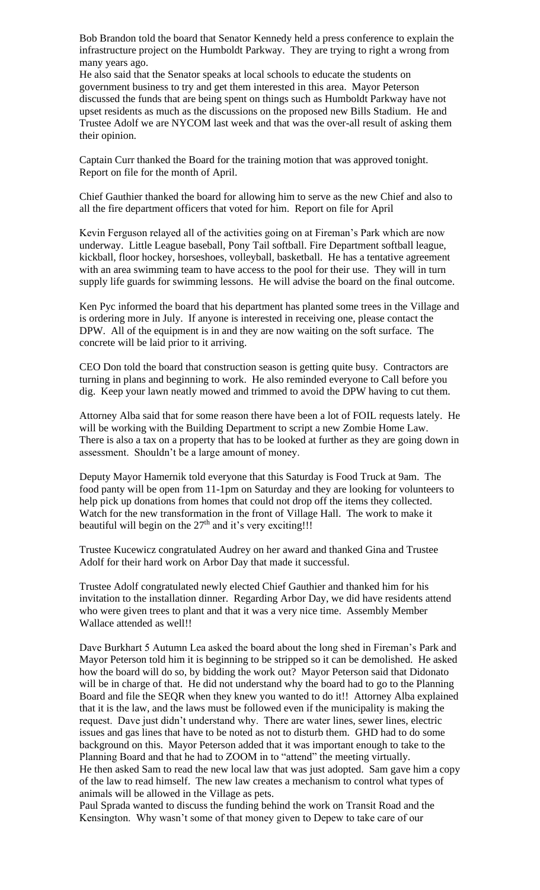Bob Brandon told the board that Senator Kennedy held a press conference to explain the infrastructure project on the Humboldt Parkway. They are trying to right a wrong from many years ago.
He also said that the Senator speaks at local schools to educate the students on government business to try and get them interested in this area. Mayor Peterson discussed the funds that are being spent on things such as Humboldt Parkway have not upset residents as much as the discussions on the proposed new Bills Stadium. He and Trustee Adolf we are NYCOM last week and that was the over-all result of asking them their opinion.

Captain Curr thanked the Board for the training motion that was approved tonight. Report on file for the month of April.

Chief Gauthier thanked the board for allowing him to serve as the new Chief and also to all the fire department officers that voted for him. Report on file for April

Kevin Ferguson relayed all of the activities going on at Fireman's Park which are now underway. Little League baseball, Pony Tail softball. Fire Department softball league, kickball, floor hockey, horseshoes, volleyball, basketball. He has a tentative agreement with an area swimming team to have access to the pool for their use. They will in turn supply life guards for swimming lessons. He will advise the board on the final outcome.

Ken Pyc informed the board that his department has planted some trees in the Village and is ordering more in July. If anyone is interested in receiving one, please contact the DPW. All of the equipment is in and they are now waiting on the soft surface. The concrete will be laid prior to it arriving.

CEO Don told the board that construction season is getting quite busy. Contractors are turning in plans and beginning to work. He also reminded everyone to Call before you dig. Keep your lawn neatly mowed and trimmed to avoid the DPW having to cut them.

Attorney Alba said that for some reason there have been a lot of FOIL requests lately. He will be working with the Building Department to script a new Zombie Home Law. There is also a tax on a property that has to be looked at further as they are going down in assessment. Shouldn't be a large amount of money.

Deputy Mayor Hamernik told everyone that this Saturday is Food Truck at 9am. The food panty will be open from 11-1pm on Saturday and they are looking for volunteers to help pick up donations from homes that could not drop off the items they collected. Watch for the new transformation in the front of Village Hall. The work to make it beautiful will begin on the 27th and it's very exciting!!!

Trustee Kucewicz congratulated Audrey on her award and thanked Gina and Trustee Adolf for their hard work on Arbor Day that made it successful.

Trustee Adolf congratulated newly elected Chief Gauthier and thanked him for his invitation to the installation dinner. Regarding Arbor Day, we did have residents attend who were given trees to plant and that it was a very nice time. Assembly Member Wallace attended as well!!

Dave Burkhart 5 Autumn Lea asked the board about the long shed in Fireman's Park and Mayor Peterson told him it is beginning to be stripped so it can be demolished. He asked how the board will do so, by bidding the work out? Mayor Peterson said that Didonato will be in charge of that. He did not understand why the board had to go to the Planning Board and file the SEQR when they knew you wanted to do it!! Attorney Alba explained that it is the law, and the laws must be followed even if the municipality is making the request. Dave just didn't understand why. There are water lines, sewer lines, electric issues and gas lines that have to be noted as not to disturb them. GHD had to do some background on this. Mayor Peterson added that it was important enough to take to the Planning Board and that he had to ZOOM in to "attend" the meeting virtually.
He then asked Sam to read the new local law that was just adopted. Sam gave him a copy of the law to read himself. The new law creates a mechanism to control what types of animals will be allowed in the Village as pets.
Paul Sprada wanted to discuss the funding behind the work on Transit Road and the Kensington. Why wasn't some of that money given to Depew to take care of our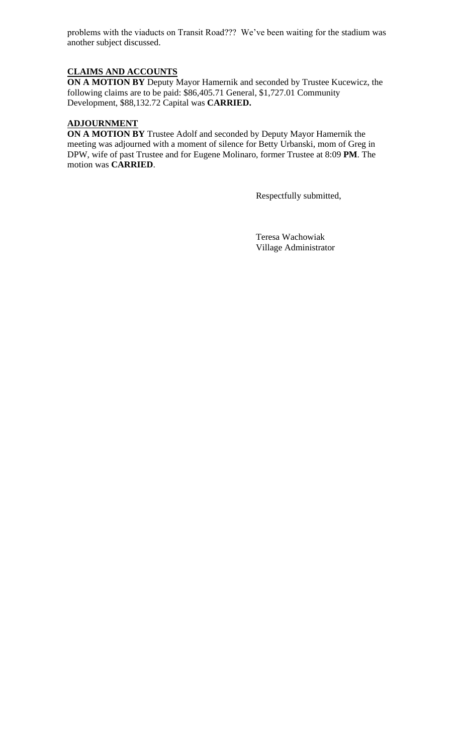problems with the viaducts on Transit Road??? We've been waiting for the stadium was another subject discussed.

## CLAIMS AND ACCOUNTS

**ON A MOTION BY** Deputy Mayor Hamernik and seconded by Trustee Kucewicz, the following claims are to be paid: $86,405.71 General, $1,727.01 Community Development, $88,132.72 Capital was **CARRIED.**

## ADJOURNMENT

**ON A MOTION BY** Trustee Adolf and seconded by Deputy Mayor Hamernik the meeting was adjourned with a moment of silence for Betty Urbanski, mom of Greg in DPW, wife of past Trustee and for Eugene Molinaro, former Trustee at 8:09 **PM**. The motion was **CARRIED**.

Respectfully submitted,

Teresa Wachowiak
Village Administrator